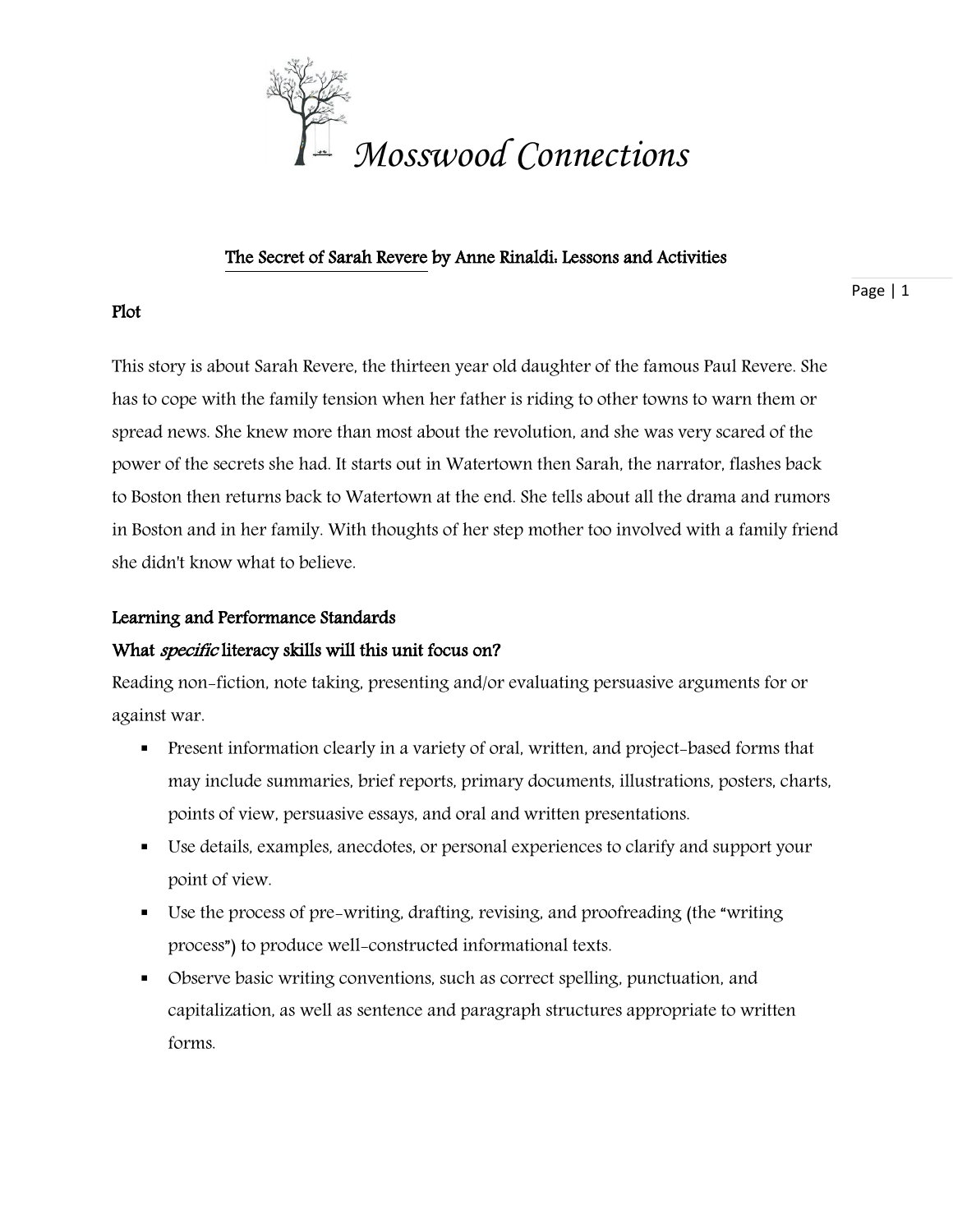# Mosswood Connections

## The Secret of Sarah Revere by Anne Rinaldi: Lessons and Activities

### Plot

This story is about Sarah Revere, the thirteen year old daughter of the famous Paul Revere. She has to cope with the family tension when her father is riding to other towns to warn them or spread news. She knew more than most about the revolution, and she was very scared of the power of the secrets she had. It starts out in Watertown then Sarah, the narrator, flashes back to Boston then returns back to Watertown at the end. She tells about all the drama and rumors in Boston and in her family. With thoughts of her step mother too involved with a family friend she didn't know what to believe.

### Learning and Performance Standards

### What *specific* literacy skills will this unit focus on?

Reading non-fiction, note taking, presenting and/or evaluating persuasive arguments for or against war.

- Present information clearly in a variety of oral, written, and project-based forms that may include summaries, brief reports, primary documents, illustrations, posters, charts, points of view, persuasive essays, and oral and written presentations.
- Use details, examples, anecdotes, or personal experiences to clarify and support your point of view.
- Use the process of pre-writing, drafting, revising, and proofreading (the "writing process") to produce well-constructed informational texts.
- Observe basic writing conventions, such as correct spelling, punctuation, and capitalization, as well as sentence and paragraph structures appropriate to written forms.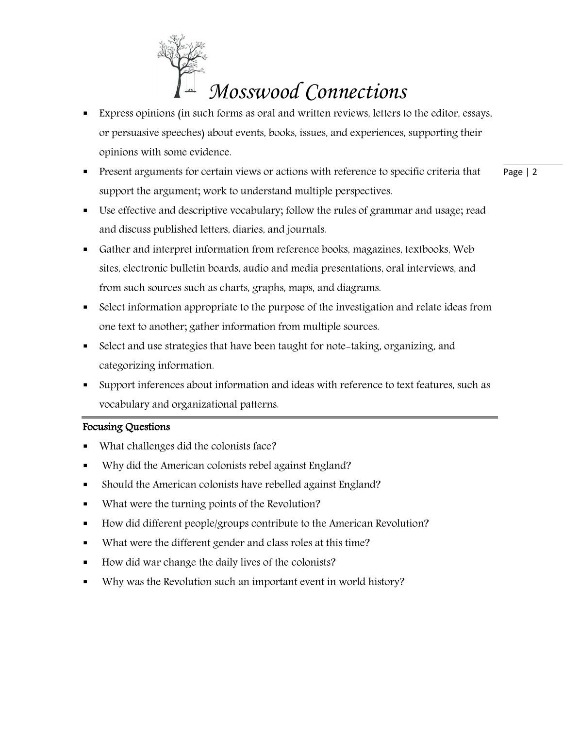- Express opinions (in such forms as oral and written reviews, letters to the editor, essays, or persuasive speeches) about events, books, issues, and experiences, supporting their opinions with some evidence.
- Present arguments for certain views or actions with reference to specific criteria that support the argument; work to understand multiple perspectives.
- Use effective and descriptive vocabulary; follow the rules of grammar and usage; read and discuss published letters, diaries, and journals.
- Gather and interpret information from reference books, magazines, textbooks, Web sites, electronic bulletin boards, audio and media presentations, oral interviews, and from such sources such as charts, graphs, maps, and diagrams.
- Select information appropriate to the purpose of the investigation and relate ideas from one text to another; gather information from multiple sources.
- Select and use strategies that have been taught for note-taking, organizing, and categorizing information.
- Support inferences about information and ideas with reference to text features, such as vocabulary and organizational patterns.

## Focusing Questions

- What challenges did the colonists face?
- Why did the American colonists rebel against England?
- Should the American colonists have rebelled against England?
- What were the turning points of the Revolution?
- How did different people/groups contribute to the American Revolution?
- What were the different gender and class roles at this time?
- How did war change the daily lives of the colonists?
- Why was the Revolution such an important event in world history?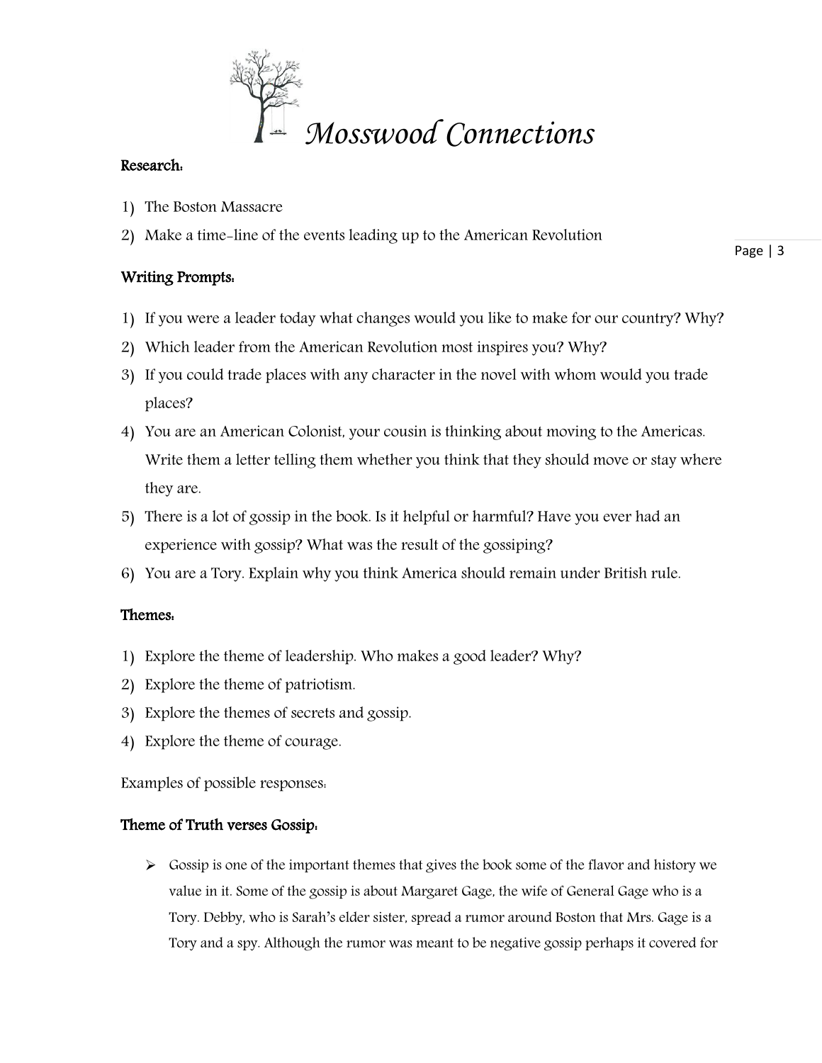# Mosswood Connections

**Research:**

1) The Boston Massacre
2) Make a time-line of the events leading up to the American Revolution

**Writing Prompts:**

1) If you were a leader today what changes would you like to make for our country? Why?
2) Which leader from the American Revolution most inspires you? Why?
3) If you could trade places with any character in the novel with whom would you trade places?
4) You are an American Colonist, your cousin is thinking about moving to the Americas. Write them a letter telling them whether you think that they should move or stay where they are.
5) There is a lot of gossip in the book. Is it helpful or harmful? Have you ever had an experience with gossip? What was the result of the gossiping?
6) You are a Tory. Explain why you think America should remain under British rule.

**Themes:**

1) Explore the theme of leadership. Who makes a good leader? Why?
2) Explore the theme of patriotism.
3) Explore the themes of secrets and gossip.
4) Explore the theme of courage.

Examples of possible responses:

**Theme of Truth verses Gossip:**

- Gossip is one of the important themes that gives the book some of the flavor and history we value in it. Some of the gossip is about Margaret Gage, the wife of General Gage who is a Tory. Debby, who is Sarah's elder sister, spread a rumor around Boston that Mrs. Gage is a Tory and a spy. Although the rumor was meant to be negative gossip perhaps it covered for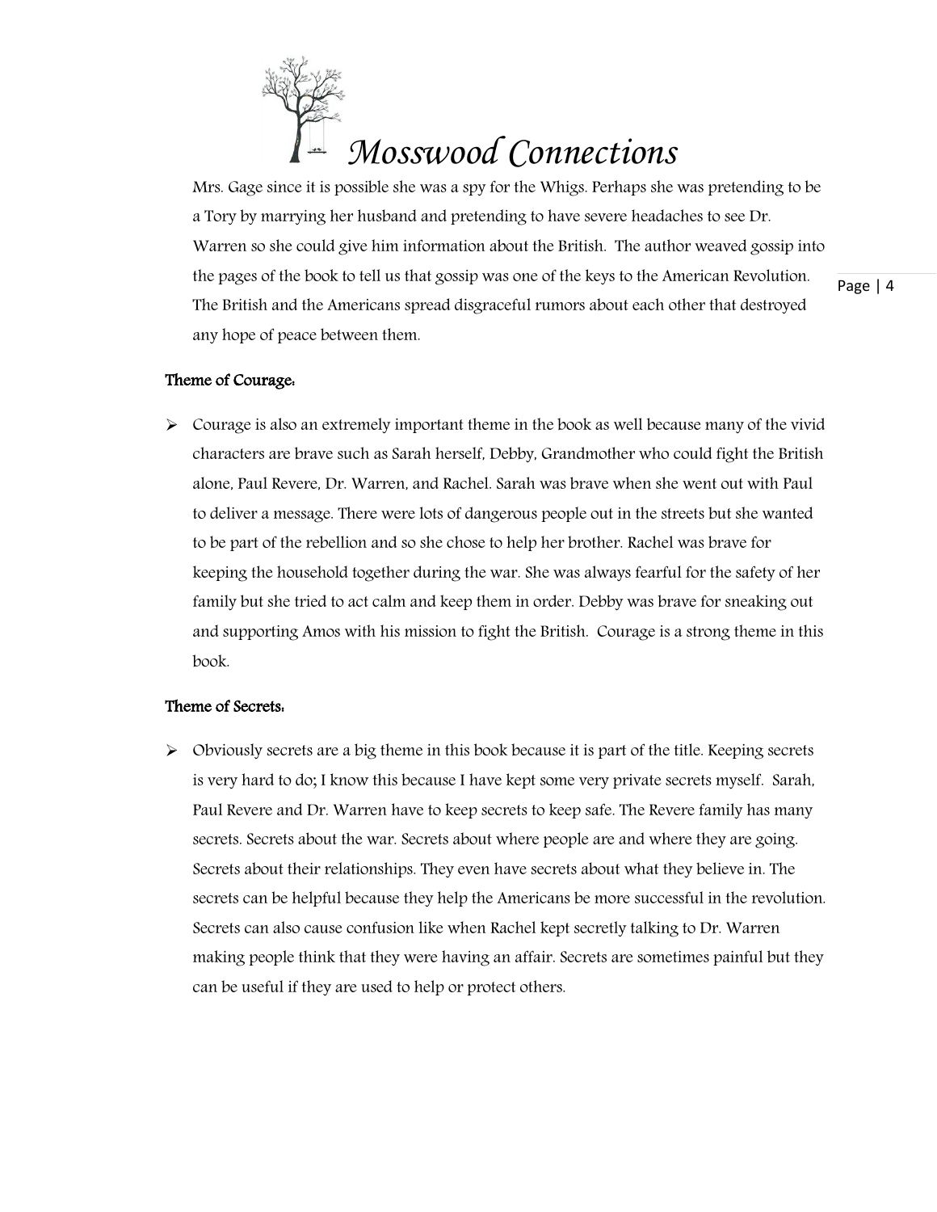Mrs. Gage since it is possible she was a spy for the Whigs. Perhaps she was pretending to be a Tory by marrying her husband and pretending to have severe headaches to see Dr. Warren so she could give him information about the British. The author weaved gossip into the pages of the book to tell us that gossip was one of the keys to the American Revolution. The British and the Americans spread disgraceful rumors about each other that destroyed any hope of peace between them.

**Theme of Courage:**

- Courage is also an extremely important theme in the book as well because many of the vivid characters are brave such as Sarah herself, Debby, Grandmother who could fight the British alone, Paul Revere, Dr. Warren, and Rachel. Sarah was brave when she went out with Paul to deliver a message. There were lots of dangerous people out in the streets but she wanted to be part of the rebellion and so she chose to help her brother. Rachel was brave for keeping the household together during the war. She was always fearful for the safety of her family but she tried to act calm and keep them in order. Debby was brave for sneaking out and supporting Amos with his mission to fight the British. Courage is a strong theme in this book.

**Theme of Secrets:**

- Obviously secrets are a big theme in this book because it is part of the title. Keeping secrets is very hard to do; I know this because I have kept some very private secrets myself. Sarah, Paul Revere and Dr. Warren have to keep secrets to keep safe. The Revere family has many secrets. Secrets about the war. Secrets about where people are and where they are going. Secrets about their relationships. They even have secrets about what they believe in. The secrets can be helpful because they help the Americans be more successful in the revolution. Secrets can also cause confusion like when Rachel kept secretly talking to Dr. Warren making people think that they were having an affair. Secrets are sometimes painful but they can be useful if they are used to help or protect others.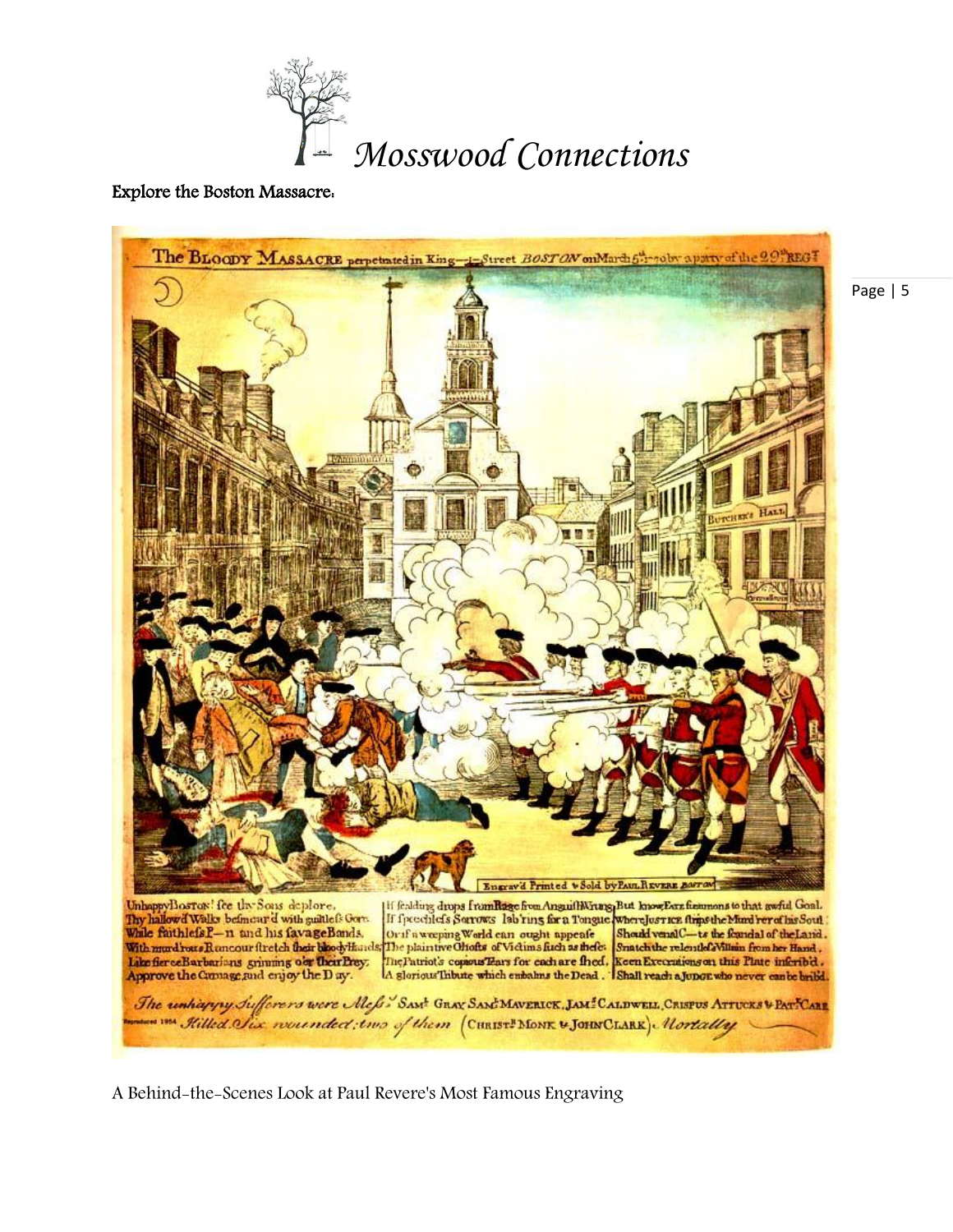# Mosswood Connections

Explore the Boston Massacre:

A Behind-the-Scenes Look at Paul Revere's Most Famous Engraving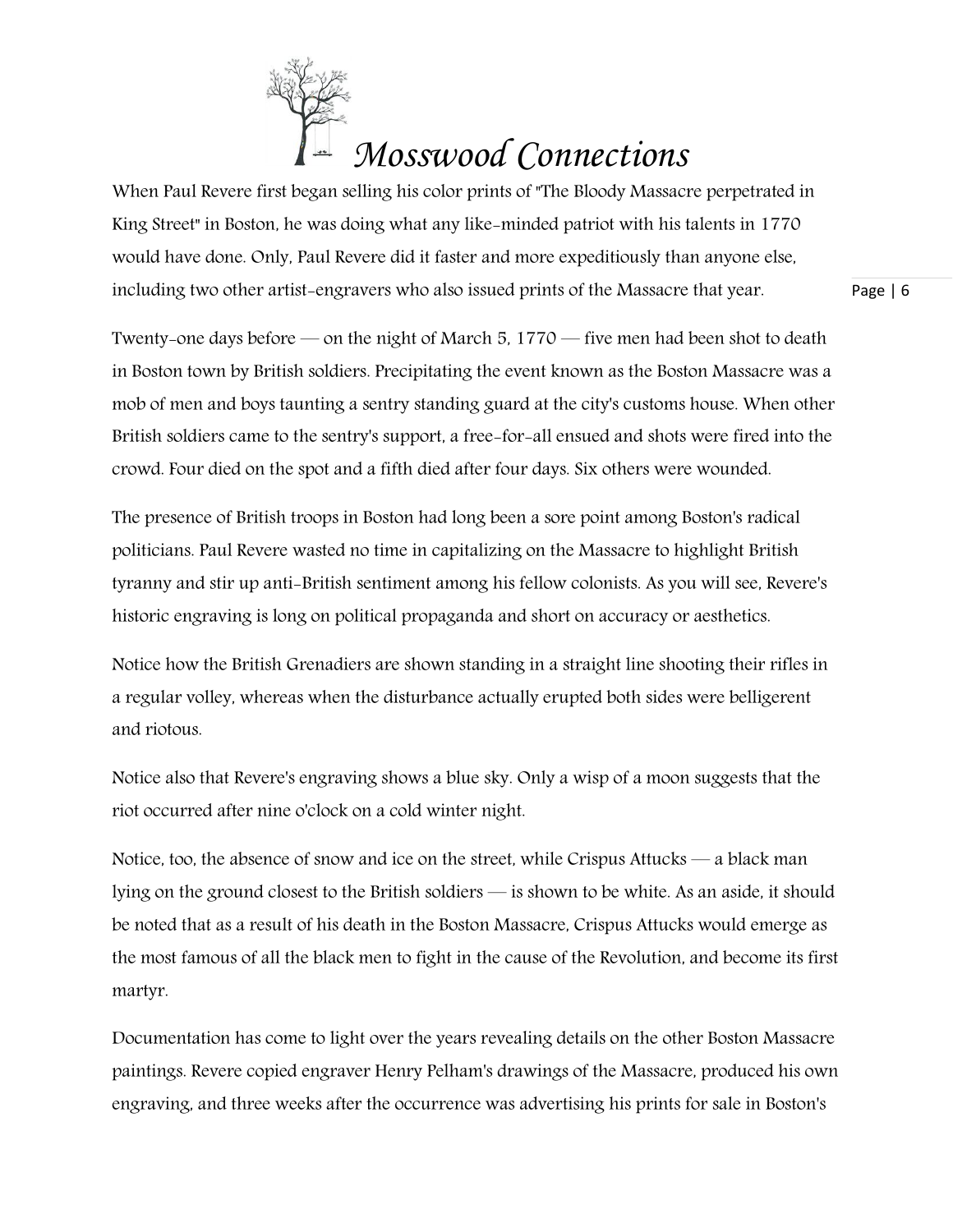When Paul Revere first began selling his color prints of "The Bloody Massacre perpetrated in King Street" in Boston, he was doing what any like-minded patriot with his talents in 1770 would have done. Only, Paul Revere did it faster and more expeditiously than anyone else, including two other artist-engravers who also issued prints of the Massacre that year.

Twenty-one days before — on the night of March 5, 1770 — five men had been shot to death in Boston town by British soldiers. Precipitating the event known as the Boston Massacre was a mob of men and boys taunting a sentry standing guard at the city's customs house. When other British soldiers came to the sentry's support, a free-for-all ensued and shots were fired into the crowd. Four died on the spot and a fifth died after four days. Six others were wounded.

The presence of British troops in Boston had long been a sore point among Boston's radical politicians. Paul Revere wasted no time in capitalizing on the Massacre to highlight British tyranny and stir up anti-British sentiment among his fellow colonists. As you will see, Revere's historic engraving is long on political propaganda and short on accuracy or aesthetics.

Notice how the British Grenadiers are shown standing in a straight line shooting their rifles in a regular volley, whereas when the disturbance actually erupted both sides were belligerent and riotous.

Notice also that Revere's engraving shows a blue sky. Only a wisp of a moon suggests that the riot occurred after nine o'clock on a cold winter night.

Notice, too, the absence of snow and ice on the street, while Crispus Attucks — a black man lying on the ground closest to the British soldiers — is shown to be white. As an aside, it should be noted that as a result of his death in the Boston Massacre, Crispus Attucks would emerge as the most famous of all the black men to fight in the cause of the Revolution, and become its first martyr.

Documentation has come to light over the years revealing details on the other Boston Massacre paintings. Revere copied engraver Henry Pelham's drawings of the Massacre, produced his own engraving, and three weeks after the occurrence was advertising his prints for sale in Boston's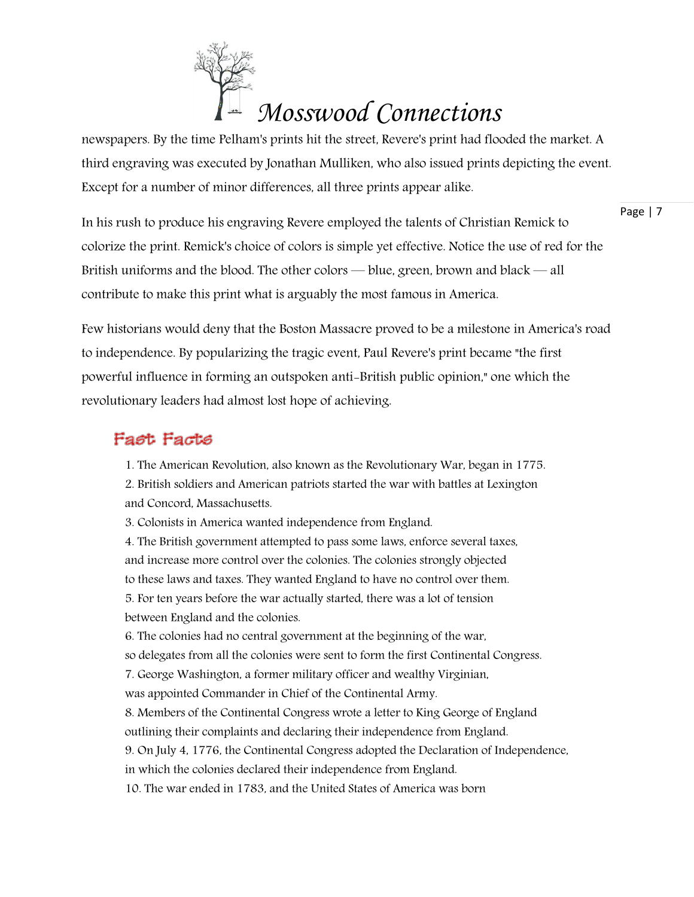newspapers. By the time Pelham's prints hit the street, Revere's print had flooded the market. A third engraving was executed by Jonathan Mulliken, who also issued prints depicting the event. Except for a number of minor differences, all three prints appear alike.

In his rush to produce his engraving Revere employed the talents of Christian Remick to colorize the print. Remick's choice of colors is simple yet effective. Notice the use of red for the British uniforms and the blood. The other colors — blue, green, brown and black — all contribute to make this print what is arguably the most famous in America.

Few historians would deny that the Boston Massacre proved to be a milestone in America's road to independence. By popularizing the tragic event, Paul Revere's print became "the first powerful influence in forming an outspoken anti-British public opinion," one which the revolutionary leaders had almost lost hope of achieving.

## Fast Facts

1. The American Revolution, also known as the Revolutionary War, began in 1775.
2. British soldiers and American patriots started the war with battles at Lexington and Concord, Massachusetts.
3. Colonists in America wanted independence from England.
4. The British government attempted to pass some laws, enforce several taxes, and increase more control over the colonies. The colonies strongly objected to these laws and taxes. They wanted England to have no control over them.
5. For ten years before the war actually started, there was a lot of tension between England and the colonies.
6. The colonies had no central government at the beginning of the war, so delegates from all the colonies were sent to form the first Continental Congress.
7. George Washington, a former military officer and wealthy Virginian, was appointed Commander in Chief of the Continental Army.
8. Members of the Continental Congress wrote a letter to King George of England outlining their complaints and declaring their independence from England.
9. On July 4, 1776, the Continental Congress adopted the Declaration of Independence, in which the colonies declared their independence from England.
10. The war ended in 1783, and the United States of America was born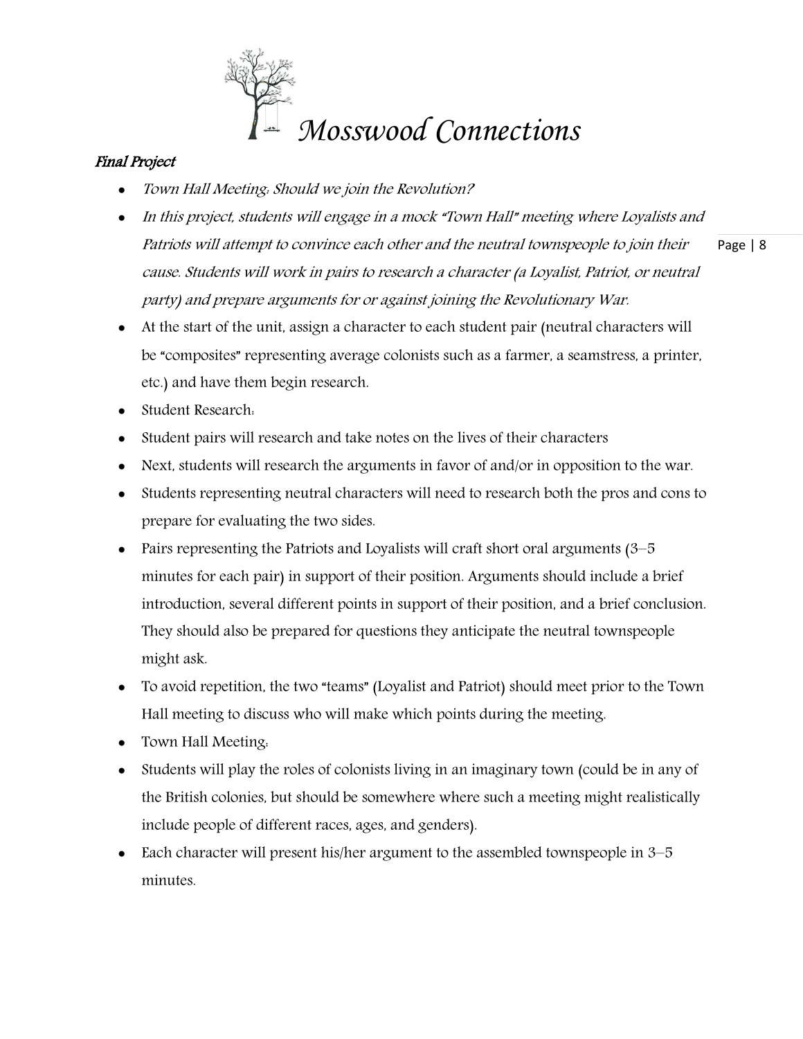# Mosswood Connections

***Final Project***

- *Town Hall Meeting: Should we join the Revolution?*
- *In this project, students will engage in a mock "Town Hall" meeting where Loyalists and Patriots will attempt to convince each other and the neutral townspeople to join their cause. Students will work in pairs to research a character (a Loyalist, Patriot, or neutral party) and prepare arguments for or against joining the Revolutionary War.*
- At the start of the unit, assign a character to each student pair (neutral characters will be "composites" representing average colonists such as a farmer, a seamstress, a printer, etc.) and have them begin research.
- Student Research:
- Student pairs will research and take notes on the lives of their characters
- Next, students will research the arguments in favor of and/or in opposition to the war.
- Students representing neutral characters will need to research both the pros and cons to prepare for evaluating the two sides.
- Pairs representing the Patriots and Loyalists will craft short oral arguments (3–5 minutes for each pair) in support of their position. Arguments should include a brief introduction, several different points in support of their position, and a brief conclusion. They should also be prepared for questions they anticipate the neutral townspeople might ask.
- To avoid repetition, the two "teams" (Loyalist and Patriot) should meet prior to the Town Hall meeting to discuss who will make which points during the meeting.
- Town Hall Meeting:
- Students will play the roles of colonists living in an imaginary town (could be in any of the British colonies, but should be somewhere where such a meeting might realistically include people of different races, ages, and genders).
- Each character will present his/her argument to the assembled townspeople in 3–5 minutes.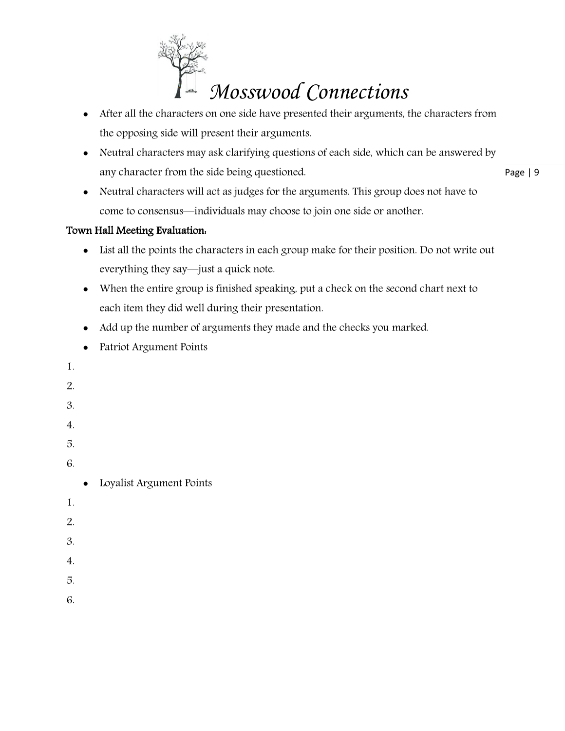- After all the characters on one side have presented their arguments, the characters from the opposing side will present their arguments.
- Neutral characters may ask clarifying questions of each side, which can be answered by any character from the side being questioned.
- Neutral characters will act as judges for the arguments. This group does not have to come to consensus—individuals may choose to join one side or another.

**Town Hall Meeting Evaluation:**

- List all the points the characters in each group make for their position. Do not write out everything they say—just a quick note.
- When the entire group is finished speaking, put a check on the second chart next to each item they did well during their presentation.
- Add up the number of arguments they made and the checks you marked.
- Patriot Argument Points

1.
2.
3.
4.
5.
6.

- Loyalist Argument Points

1.
2.
3.
4.
5.
6.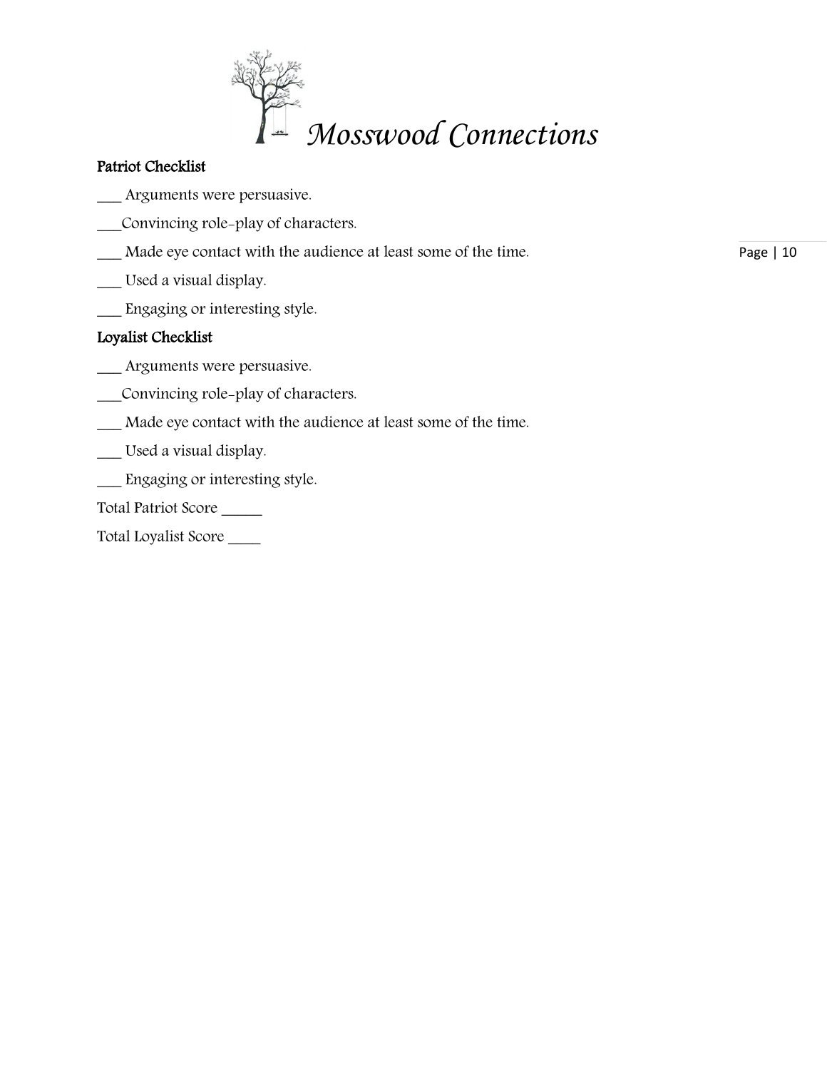# Mosswood Connections

**Patriot Checklist**

___ Arguments were persuasive.

___Convincing role-play of characters.

___ Made eye contact with the audience at least some of the time.

___ Used a visual display.

___ Engaging or interesting style.

**Loyalist Checklist**

___ Arguments were persuasive.

___Convincing role-play of characters.

___ Made eye contact with the audience at least some of the time.

___ Used a visual display.

___ Engaging or interesting style.

Total Patriot Score _____

Total Loyalist Score ____